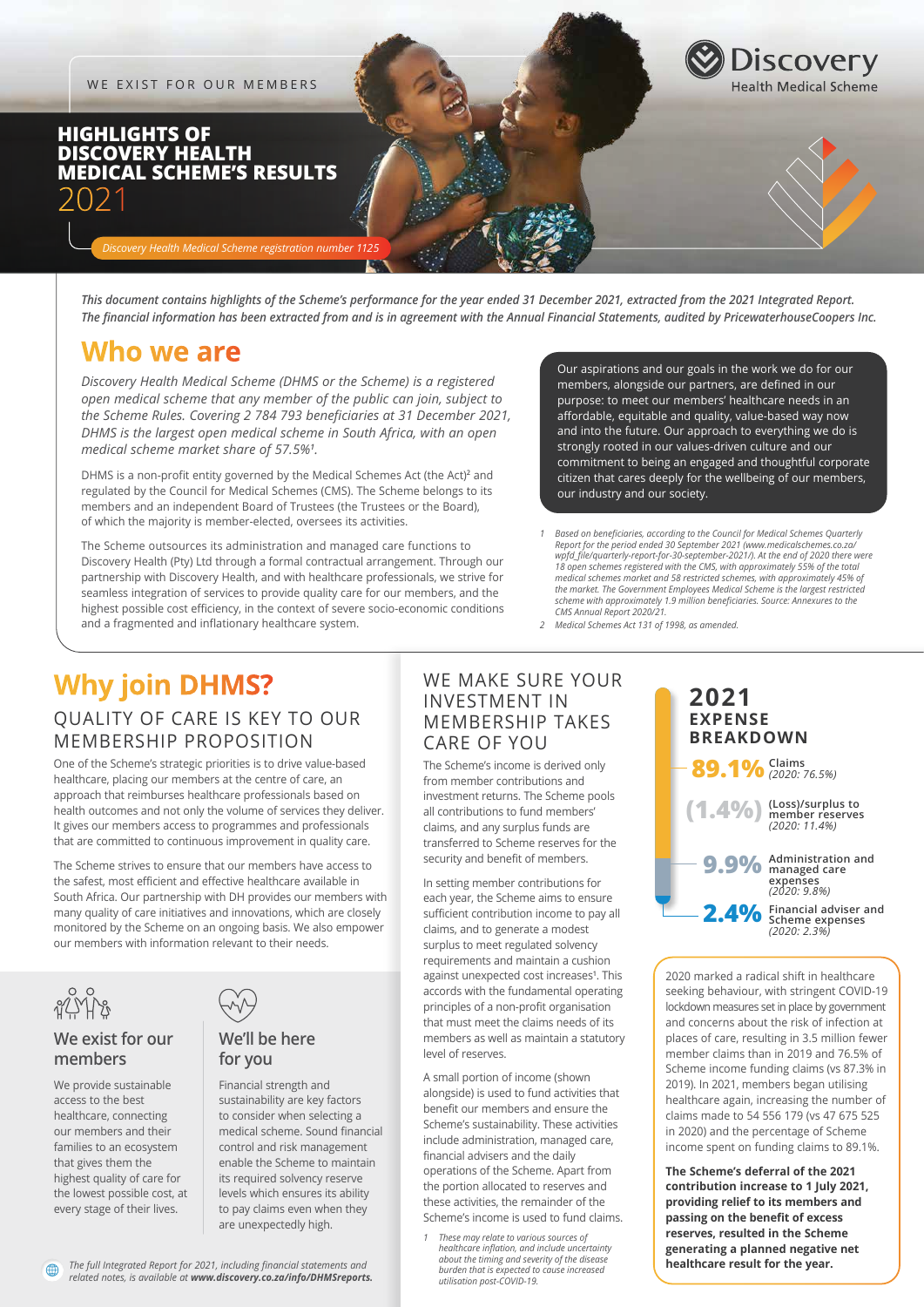WE EXIST FOR OUR MEMBERS

Discovery Health Medical Scheme

# HIGHLIGHTS OF DISCOVERY HEALTH MEDICAL SCHEME'S RESULTS 2021

*Discovery Health Medical Scheme registration number 1125*

***This document contains highlights of the Scheme's performance for the year ended 31 December 2021, extracted from the 2021 Integrated Report. The financial information has been extracted from and is in agreement with the Annual Financial Statements, audited by PricewaterhouseCoopers Inc.***

## Who we are

*Discovery Health Medical Scheme (DHMS or the Scheme) is a registered open medical scheme that any member of the public can join, subject to the Scheme Rules. Covering 2 784 793 beneficiaries at 31 December 2021, DHMS is the largest open medical scheme in South Africa, with an open medical scheme market share of 57.5%[1].*

DHMS is a non-profit entity governed by the Medical Schemes Act (the Act)[2] and regulated by the Council for Medical Schemes (CMS). The Scheme belongs to its members and an independent Board of Trustees (the Trustees or the Board), of which the majority is member-elected, oversees its activities.

The Scheme outsources its administration and managed care functions to Discovery Health (Pty) Ltd through a formal contractual arrangement. Through our partnership with Discovery Health, and with healthcare professionals, we strive for seamless integration of services to provide quality care for our members, and the highest possible cost efficiency, in the context of severe socio-economic conditions and a fragmented and inflationary healthcare system.

Our aspirations and our goals in the work we do for our members, alongside our partners, are defined in our purpose: to meet our members' healthcare needs in an affordable, equitable and quality, value-based way now and into the future. Our approach to everything we do is strongly rooted in our values-driven culture and our commitment to being an engaged and thoughtful corporate citizen that cares deeply for the wellbeing of our members, our industry and our society.

1 *Based on beneficiaries, according to the Council for Medical Schemes Quarterly Report for the period ended 30 September 2021 (www.medicalschemes.co.za/wpfd_file/quarterly-report-for-30-september-2021/). At the end of 2020 there were 18 open schemes registered with the CMS, with approximately 55% of the total medical schemes market and 58 restricted schemes, with approximately 45% of the market. The Government Employees Medical Scheme is the largest restricted scheme with approximately 1.9 million beneficiaries. Source: Annexures to the CMS Annual Report 2020/21.*

2 *Medical Schemes Act 131 of 1998, as amended.*

## Why join DHMS?

### QUALITY OF CARE IS KEY TO OUR MEMBERSHIP PROPOSITION

One of the Scheme's strategic priorities is to drive value-based healthcare, placing our members at the centre of care, an approach that reimburses healthcare professionals based on health outcomes and not only the volume of services they deliver. It gives our members access to programmes and professionals that are committed to continuous improvement in quality care.

The Scheme strives to ensure that our members have access to the safest, most efficient and effective healthcare available in South Africa. Our partnership with DH provides our members with many quality of care initiatives and innovations, which are closely monitored by the Scheme on an ongoing basis. We also empower our members with information relevant to their needs.

### We exist for our members

We provide sustainable access to the best healthcare, connecting our members and their families to an ecosystem that gives them the highest quality of care for the lowest possible cost, at every stage of their lives.

### We'll be here for you

Financial strength and sustainability are key factors to consider when selecting a medical scheme. Sound financial control and risk management enable the Scheme to maintain its required solvency reserve levels which ensures its ability to pay claims even when they are unexpectedly high.

*The full Integrated Report for 2021, including financial statements and related notes, is available at **www.discovery.co.za/info/DHMSreports.***

### WE MAKE SURE YOUR INVESTMENT IN MEMBERSHIP TAKES CARE OF YOU

The Scheme's income is derived only from member contributions and investment returns. The Scheme pools all contributions to fund members' claims, and any surplus funds are transferred to Scheme reserves for the security and benefit of members.

In setting member contributions for each year, the Scheme aims to ensure sufficient contribution income to pay all claims, and to generate a modest surplus to meet regulated solvency requirements and maintain a cushion against unexpected cost increases[1]. This accords with the fundamental operating principles of a non-profit organisation that must meet the claims needs of its members as well as maintain a statutory level of reserves.

A small portion of income (shown alongside) is used to fund activities that benefit our members and ensure the Scheme's sustainability. These activities include administration, managed care, financial advisers and the daily operations of the Scheme. Apart from the portion allocated to reserves and these activities, the remainder of the Scheme's income is used to fund claims.

1 *These may relate to various sources of healthcare inflation, and include uncertainty about the timing and severity of the disease burden that is expected to cause increased utilisation post-COVID-19.*

### 2021 EXPENSE BREAKDOWN

| | |
|---|---|
| **89.1%** | Claims *(2020: 76.5%)* |
| **(1.4%)** | (Loss)/surplus to member reserves *(2020: 11.4%)* |
| **9.9%** | Administration and managed care expenses *(2020: 9.8%)* |
| **2.4%** | Financial adviser and Scheme expenses *(2020: 2.3%)* |

2020 marked a radical shift in healthcare seeking behaviour, with stringent COVID-19 lockdown measures set in place by government and concerns about the risk of infection at places of care, resulting in 3.5 million fewer member claims than in 2019 and 76.5% of Scheme income funding claims (vs 87.3% in 2019). In 2021, members began utilising healthcare again, increasing the number of claims made to 54 556 179 (vs 47 675 525 in 2020) and the percentage of Scheme income spent on funding claims to 89.1%.

**The Scheme's deferral of the 2021 contribution increase to 1 July 2021, providing relief to its members and passing on the benefit of excess reserves, resulted in the Scheme generating a planned negative net healthcare result for the year.**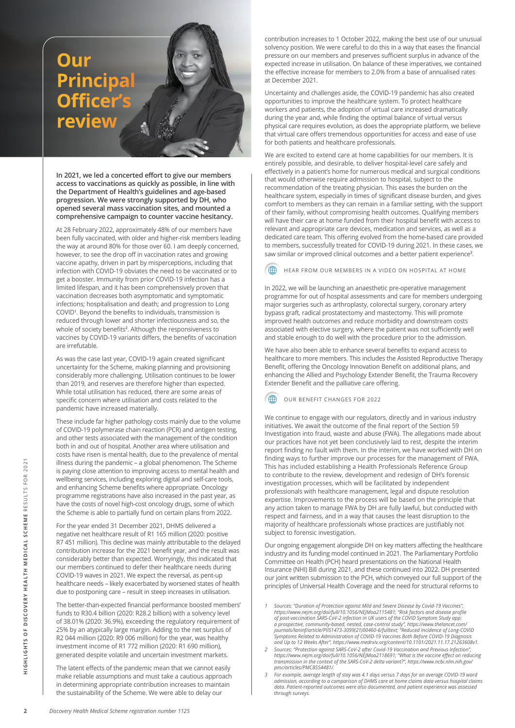# Our Principal Officer's review

**In 2021, we led a concerted effort to give our members access to vaccinations as quickly as possible, in line with the Department of Health's guidelines and age-based progression. We were strongly supported by DH, who opened several mass vaccination sites, and mounted a comprehensive campaign to counter vaccine hesitancy.**

At 28 February 2022, approximately 48% of our members have been fully vaccinated, with older and higher-risk members leading the way at around 80% for those over 60. I am deeply concerned, however, to see the drop off in vaccination rates and growing vaccine apathy, driven in part by misperceptions, including that infection with COVID-19 obviates the need to be vaccinated or to get a booster. Immunity from prior COVID-19 infection has a limited lifespan, and it has been comprehensively proven that vaccination decreases both asymptomatic and symptomatic infections; hospitalisation and death; and progression to Long COVID[1]. Beyond the benefits to individuals, transmission is reduced through lower and shorter infectiousness and so, the whole of society benefits[2]. Although the responsiveness to vaccines by COVID-19 variants differs, the benefits of vaccination are irrefutable.

As was the case last year, COVID-19 again created significant uncertainty for the Scheme, making planning and provisioning considerably more challenging. Utilisation continues to be lower than 2019, and reserves are therefore higher than expected. While total utilisation has reduced, there are some areas of specific concern where utilisation and costs related to the pandemic have increased materially.

These include far higher pathology costs mainly due to the volume of COVID-19 polymerase chain reaction (PCR) and antigen testing, and other tests associated with the management of the condition both in and out of hospital. Another area where utilisation and costs have risen is mental health, due to the prevalence of mental illness during the pandemic – a global phenomenon. The Scheme is paying close attention to improving access to mental health and wellbeing services, including exploring digital and self-care tools, and enhancing Scheme benefits where appropriate. Oncology programme registrations have also increased in the past year, as have the costs of novel high-cost oncology drugs, some of which the Scheme is able to partially fund on certain plans from 2022.

For the year ended 31 December 2021, DHMS delivered a negative net healthcare result of R1 165 million (2020: positive R7 451 million). This decline was mainly attributable to the delayed contribution increase for the 2021 benefit year, and the result was considerably better than expected. Worryingly, this indicated that our members continued to defer their healthcare needs during COVID-19 waves in 2021. We expect the reversal, as pent-up healthcare needs – likely exacerbated by worsened states of health due to postponing care – result in steep increases in utilisation.

The better-than-expected financial performance boosted members' funds to R30.4 billion (2020: R28.2 billion) with a solvency level of 38.01% (2020: 36.9%), exceeding the regulatory requirement of 25% by an atypically large margin. Adding to the net surplus of R2 044 million (2020: R9 006 million) for the year, was healthy investment income of R1 772 million (2020: R1 690 million), generated despite volatile and uncertain investment markets.

The latent effects of the pandemic mean that we cannot easily make reliable assumptions and must take a cautious approach in determining appropriate contribution increases to maintain the sustainability of the Scheme. We were able to delay our contribution increases to 1 October 2022, making the best use of our unusual solvency position. We were careful to do this in a way that eases the financial pressure on our members and preserves sufficient surplus in advance of the expected increase in utilisation. On balance of these imperatives, we contained the effective increase for members to 2.0% from a base of annualised rates at December 2021.

Uncertainty and challenges aside, the COVID-19 pandemic has also created opportunities to improve the healthcare system. To protect healthcare workers and patients, the adoption of virtual care increased dramatically during the year and, while finding the optimal balance of virtual versus physical care requires evolution, as does the appropriate platform, we believe that virtual care offers tremendous opportunities for access and ease of use for both patients and healthcare professionals.

We are excited to extend care at home capabilities for our members. It is entirely possible, and desirable, to deliver hospital-level care safely and effectively in a patient's home for numerous medical and surgical conditions that would otherwise require admission to hospital, subject to the recommendation of the treating physician. This eases the burden on the healthcare system, especially in times of significant disease burden, and gives comfort to members as they can remain in a familiar setting, with the support of their family, without compromising health outcomes. Qualifying members will have their care at home funded from their hospital benefit with access to relevant and appropriate care devices, medication and services, as well as a dedicated care team. This offering evolved from the home-based care provided to members, successfully treated for COVID-19 during 2021. In these cases, we saw similar or improved clinical outcomes and a better patient experience[3].

HEAR FROM OUR MEMBERS IN A VIDEO ON HOSPITAL AT HOME

In 2022, we will be launching an anaesthetic pre-operative management programme for out of hospital assessments and care for members undergoing major surgeries such as arthroplasty, colorectal surgery, coronary artery bypass graft, radical prostatectomy and mastectomy. This will promote improved health outcomes and reduce morbidity and downstream costs associated with elective surgery, where the patient was not sufficiently well and stable enough to do well with the procedure prior to the admission.

We have also been able to enhance several benefits to expand access to healthcare to more members. This includes the Assisted Reproductive Therapy Benefit, offering the Oncology Innovation Benefit on additional plans, and enhancing the Allied and Psychology Extender Benefit, the Trauma Recovery Extender Benefit and the palliative care offering.

OUR BENEFIT CHANGES FOR 2022

We continue to engage with our regulators, directly and in various industry initiatives. We await the outcome of the final report of the Section 59 Investigation into fraud, waste and abuse (FWA). The allegations made about our practices have not yet been conclusively laid to rest, despite the interim report finding no fault with them. In the interim, we have worked with DH on finding ways to further improve our processes for the management of FWA. This has included establishing a Health Professionals Reference Group to contribute to the review, development and redesign of DH's forensic investigation processes, which will be facilitated by independent professionals with healthcare management, legal and dispute resolution expertise. Improvements to the process will be based on the principle that any action taken to manage FWA by DH are fully lawful, but conducted with respect and fairness, and in a way that causes the least disruption to the majority of healthcare professionals whose practices are justifiably not subject to forensic investigation.

Our ongoing engagement alongside DH on key matters affecting the healthcare industry and its funding model continued in 2021. The Parliamentary Portfolio Committee on Health (PCH) heard presentations on the National Health Insurance (NHI) Bill during 2021, and these continued into 2022. DH presented our joint written submission to the PCH, which conveyed our full support of the principles of Universal Health Coverage and the need for structural reforms to

1. *Sources: "Duration of Protection against Mild and Severe Disease by Covid-19 Vaccines", https://www.nejm.org/doi/full/10.1056/NEJMoa2115481; "Risk factors and disease profile of post-vaccination SARS-CoV-2 infection in UK users of the COVID Symptom Study app: a prospective, community-based, nested, case-control study", https://www.thelancet.com/journals/laninf/article/PIIS1473-3099(21)00460-6/fulltext; "Reduced Incidence of Long-COVID Symptoms Related to Administration of COVID-19 Vaccines Both Before COVID-19 Diagnosis and Up to 12 Weeks After", https://www.medrxiv.org/content/10.1101/2021.11.17.21263608v1.*
2. *Sources: "Protection against SARS-CoV-2 after Covid-19 Vaccination and Previous Infection", https://www.nejm.org/doi/full/10.1056/NEJMoa2118691; "What is the vaccine effect on reducing transmission in the context of the SARS-CoV-2 delta variant?", https://www.ncbi.nlm.nih.gov/pmc/articles/PMC8554481/.*
3. *For example, average length of stay was 4.1 days versus 7 days for an average COVID-19 ward admission, according to a comparison of DHMS care at home claims data versus hospital claims data. Patient-reported outcomes were also documented, and patient experience was assessed through surveys.*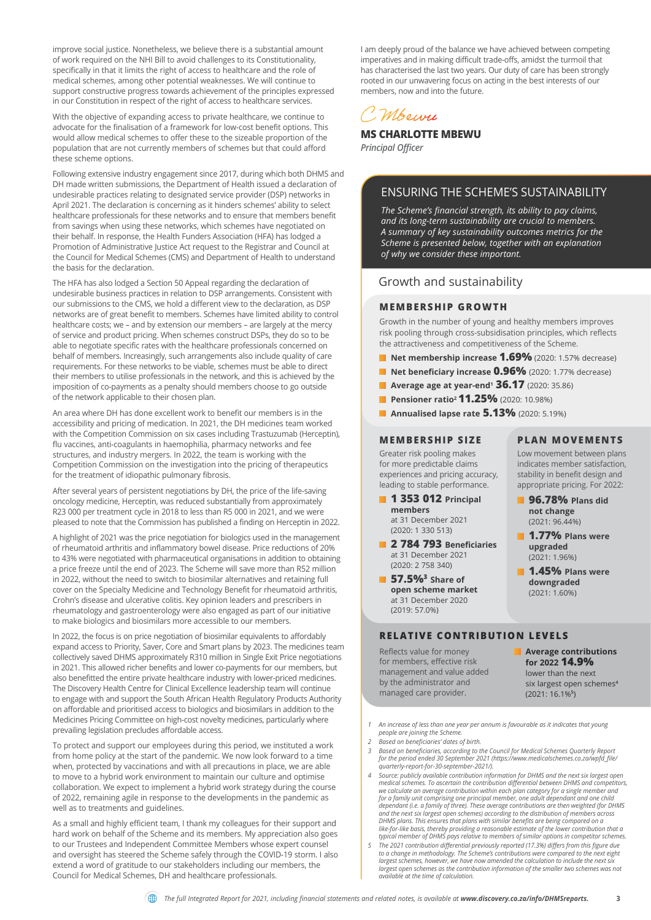improve social justice. Nonetheless, we believe there is a substantial amount of work required on the NHI Bill to avoid challenges to its Constitutionality, specifically in that it limits the right of access to healthcare and the role of medical schemes, among other potential weaknesses. We will continue to support constructive progress towards achievement of the principles expressed in our Constitution in respect of the right of access to healthcare services.

With the objective of expanding access to private healthcare, we continue to advocate for the finalisation of a framework for low-cost benefit options. This would allow medical schemes to offer these to the sizeable proportion of the population that are not currently members of schemes but that could afford these scheme options.

Following extensive industry engagement since 2017, during which both DHMS and DH made written submissions, the Department of Health issued a declaration of undesirable practices relating to designated service provider (DSP) networks in April 2021. The declaration is concerning as it hinders schemes' ability to select healthcare professionals for these networks and to ensure that members benefit from savings when using these networks, which schemes have negotiated on their behalf. In response, the Health Funders Association (HFA) has lodged a Promotion of Administrative Justice Act request to the Registrar and Council at the Council for Medical Schemes (CMS) and Department of Health to understand the basis for the declaration.

The HFA has also lodged a Section 50 Appeal regarding the declaration of undesirable business practices in relation to DSP arrangements. Consistent with our submissions to the CMS, we hold a different view to the declaration, as DSP networks are of great benefit to members. Schemes have limited ability to control healthcare costs; we – and by extension our members – are largely at the mercy of service and product pricing. When schemes construct DSPs, they do so to be able to negotiate specific rates with the healthcare professionals concerned on behalf of members. Increasingly, such arrangements also include quality of care requirements. For these networks to be viable, schemes must be able to direct their members to utilise professionals in the network, and this is achieved by the imposition of co-payments as a penalty should members choose to go outside of the network applicable to their chosen plan.

An area where DH has done excellent work to benefit our members is in the accessibility and pricing of medication. In 2021, the DH medicines team worked with the Competition Commission on six cases including Trastuzumab (Herceptin), flu vaccines, anti-coagulants in haemophilia, pharmacy networks and fee structures, and industry mergers. In 2022, the team is working with the Competition Commission on the investigation into the pricing of therapeutics for the treatment of idiopathic pulmonary fibrosis.

After several years of persistent negotiations by DH, the price of the life-saving oncology medicine, Herceptin, was reduced substantially from approximately R23 000 per treatment cycle in 2018 to less than R5 000 in 2021, and we were pleased to note that the Commission has published a finding on Herceptin in 2022.

A highlight of 2021 was the price negotiation for biologics used in the management of rheumatoid arthritis and inflammatory bowel disease. Price reductions of 20% to 43% were negotiated with pharmaceutical organisations in addition to obtaining a price freeze until the end of 2023. The Scheme will save more than R52 million in 2022, without the need to switch to biosimilar alternatives and retaining full cover on the Specialty Medicine and Technology Benefit for rheumatoid arthritis, Crohn's disease and ulcerative colitis. Key opinion leaders and prescribers in rheumatology and gastroenterology were also engaged as part of our initiative to make biologics and biosimilars more accessible to our members.

In 2022, the focus is on price negotiation of biosimilar equivalents to affordably expand access to Priority, Saver, Core and Smart plans by 2023. The medicines team collectively saved DHMS approximately R310 million in Single Exit Price negotiations in 2021. This allowed richer benefits and lower co-payments for our members, but also benefitted the entire private healthcare industry with lower-priced medicines. The Discovery Health Centre for Clinical Excellence leadership team will continue to engage with and support the South African Health Regulatory Products Authority on affordable and prioritised access to biologics and biosimilars in addition to the Medicines Pricing Committee on high-cost novelty medicines, particularly where prevailing legislation precludes affordable access.

To protect and support our employees during this period, we instituted a work from home policy at the start of the pandemic. We now look forward to a time when, protected by vaccinations and with all precautions in place, we are able to move to a hybrid work environment to maintain our culture and optimise collaboration. We expect to implement a hybrid work strategy during the course of 2022, remaining agile in response to the developments in the pandemic as well as to treatments and guidelines.

As a small and highly efficient team, I thank my colleagues for their support and hard work on behalf of the Scheme and its members. My appreciation also goes to our Trustees and Independent Committee Members whose expert counsel and oversight has steered the Scheme safely through the COVID-19 storm. I also extend a word of gratitude to our stakeholders including our members, the Council for Medical Schemes, DH and healthcare professionals.

I am deeply proud of the balance we have achieved between competing imperatives and in making difficult trade-offs, amidst the turmoil that has characterised the last two years. Our duty of care has been strongly rooted in our unwavering focus on acting in the best interests of our members, now and into the future.

*C Mbewu*

**MS CHARLOTTE MBEWU**
*Principal Officer*

## ENSURING THE SCHEME'S SUSTAINABILITY

*The Scheme's financial strength, its ability to pay claims, and its long-term sustainability are crucial to members. A summary of key sustainability outcomes metrics for the Scheme is presented below, together with an explanation of why we consider these important.*

### Growth and sustainability

#### MEMBERSHIP GROWTH

Growth in the number of young and healthy members improves risk pooling through cross-subsidisation principles, which reflects the attractiveness and competitiveness of the Scheme.

- **Net membership increase 1.69%** (2020: 1.57% decrease)
- **Net beneficiary increase 0.96%** (2020: 1.77% decrease)
- **Average age at year-end[1] 36.17** (2020: 35.86)
- **Pensioner ratio[2] 11.25%** (2020: 10.98%)
- **Annualised lapse rate 5.13%** (2020: 5.19%)

#### MEMBERSHIP SIZE

Greater risk pooling makes for more predictable claims experiences and pricing accuracy, leading to stable performance.

- **1 353 012 Principal members** at 31 December 2021 (2020: 1 330 513)
- **2 784 793 Beneficiaries** at 31 December 2021 (2020: 2 758 340)
- **57.5%[3] Share of open scheme market** at 31 December 2020 (2019: 57.0%)

#### PLAN MOVEMENTS

Low movement between plans indicates member satisfaction, stability in benefit design and appropriate pricing. For 2022:

- **96.78% Plans did not change** (2021: 96.44%)
- **1.77% Plans were upgraded** (2021: 1.96%)
- **1.45% Plans were downgraded** (2021: 1.60%)

#### RELATIVE CONTRIBUTION LEVELS

Reflects value for money for members, effective risk management and value added by the administrator and managed care provider.

- **Average contributions for 2022 14.9%** lower than the next six largest open schemes[4] (2021: 16.1%[5])

1 An increase of less than one year per annum is favourable as it indicates that young people are joining the Scheme.

2 Based on beneficiaries' dates of birth.

3 Based on beneficiaries, according to the Council for Medical Schemes Quarterly Report for the period ended 30 September 2021 (https://www.medicalschemes.co.za/wpfd_file/quarterly-report-for-30-september-2021/).

4 Source: publicly available contribution information for DHMS and the next six largest open medical schemes. To ascertain the contribution differential between DHMS and competitors, we calculate an average contribution within each plan category for a single member and for a family unit comprising one principal member, one adult dependant and one child dependant (i.e. a family of three). These average contributions are then weighted (for DHMS and the next six largest open schemes) according to the distribution of members across DHMS plans. This ensures that plans with similar benefits are being compared on a like-for-like basis, thereby providing a reasonable estimate of the lower contribution that a typical member of DHMS pays relative to members of similar options in competitor schemes.

5 The 2021 contribution differential previously reported (17.3%) differs from this figure due to a change in methodology. The Scheme's contributions were compared to the next eight largest schemes, however, we have now amended the calculation to include the next six largest open schemes as the contribution information of the smaller two schemes was not available at the time of calculation.

*The full Integrated Report for 2021, including financial statements and related notes, is available at **www.discovery.co.za/info/DHMSreports.***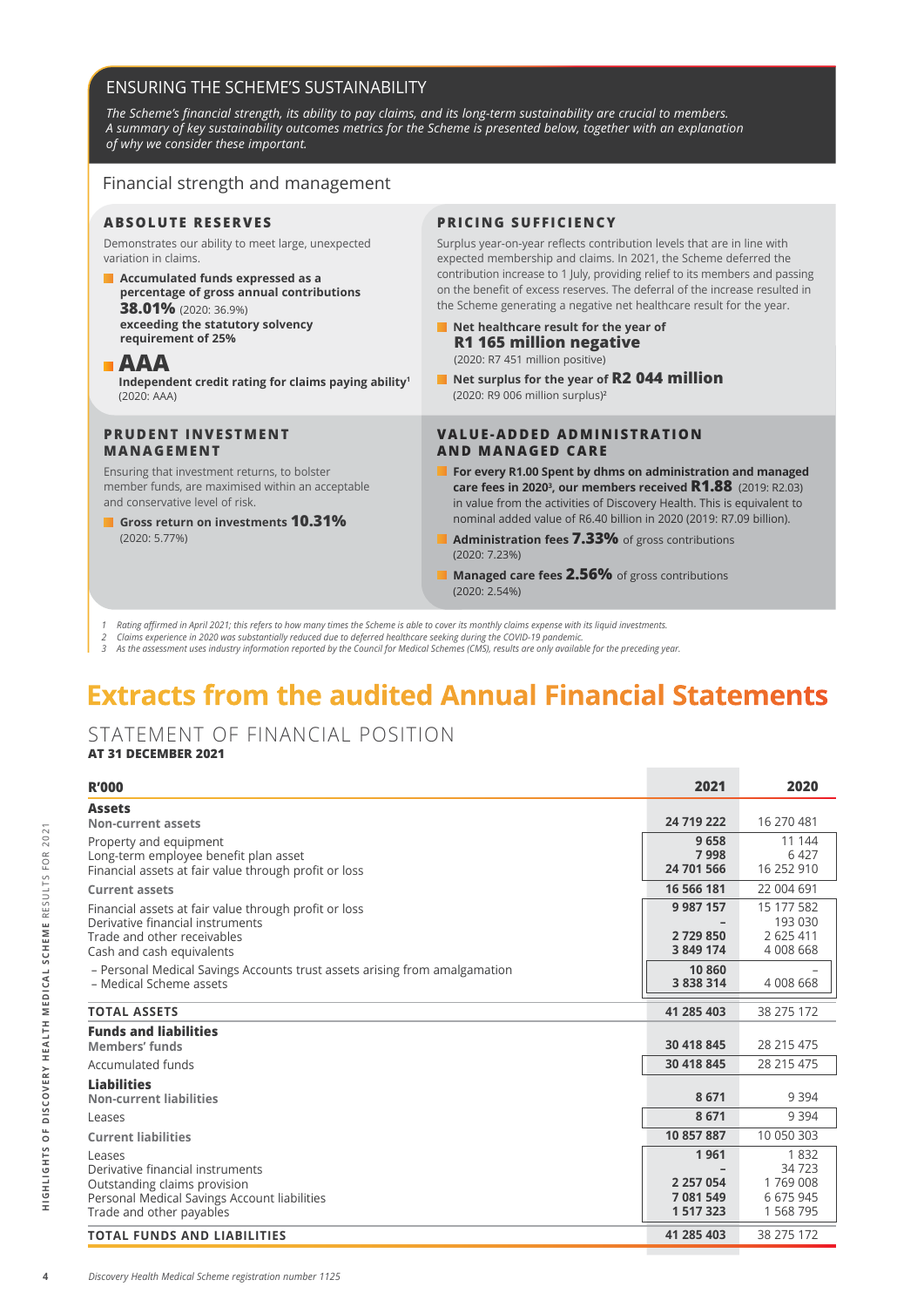## ENSURING THE SCHEME'S SUSTAINABILITY

*The Scheme's financial strength, its ability to pay claims, and its long-term sustainability are crucial to members. A summary of key sustainability outcomes metrics for the Scheme is presented below, together with an explanation of why we consider these important.*

### Financial strength and management

#### ABSOLUTE RESERVES

Demonstrates our ability to meet large, unexpected variation in claims.

- **Accumulated funds expressed as a percentage of gross annual contributions 38.01%** (2020: 36.9%) **exceeding the statutory solvency requirement of 25%**
- **AAA**
  **Independent credit rating for claims paying ability**[1] (2020: AAA)

#### PRICING SUFFICIENCY

Surplus year-on-year reflects contribution levels that are in line with expected membership and claims. In 2021, the Scheme deferred the contribution increase to 1 July, providing relief to its members and passing on the benefit of excess reserves. The deferral of the increase resulted in the Scheme generating a negative net healthcare result for the year.

- **Net healthcare result for the year of R1 165 million negative**
  (2020: R7 451 million positive)
- **Net surplus for the year of R2 044 million**
  (2020: R9 006 million surplus)[2]

#### PRUDENT INVESTMENT MANAGEMENT

Ensuring that investment returns, to bolster member funds, are maximised within an acceptable and conservative level of risk.

- **Gross return on investments 10.31%**
  (2020: 5.77%)

#### VALUE-ADDED ADMINISTRATION AND MANAGED CARE

- **For every R1.00 Spent by dhms on administration and managed care fees in 2020**[3]**, our members received R1.88** (2019: R2.03) in value from the activities of Discovery Health. This is equivalent to nominal added value of R6.40 billion in 2020 (2019: R7.09 billion).
- **Administration fees 7.33%** of gross contributions
  (2020: 7.23%)
- **Managed care fees 2.56%** of gross contributions
  (2020: 2.54%)

*1 Rating affirmed in April 2021; this refers to how many times the Scheme is able to cover its monthly claims expense with its liquid investments.*
*2 Claims experience in 2020 was substantially reduced due to deferred healthcare seeking during the COVID-19 pandemic.*
*3 As the assessment uses industry information reported by the Council for Medical Schemes (CMS), results are only available for the preceding year.*

# Extracts from the audited Annual Financial Statements

## STATEMENT OF FINANCIAL POSITION

**AT 31 DECEMBER 2021**

| R'000 | 2021 | 2020 |
|---|---|---|
| **Assets** | | |
| **Non-current assets** | **24 719 222** | 16 270 481 |
| Property and equipment | **9 658** | 11 144 |
| Long-term employee benefit plan asset | **7 998** | 6 427 |
| Financial assets at fair value through profit or loss | **24 701 566** | 16 252 910 |
| **Current assets** | **16 566 181** | 22 004 691 |
| Financial assets at fair value through profit or loss | **9 987 157** | 15 177 582 |
| Derivative financial instruments | **–** | 193 030 |
| Trade and other receivables | **2 729 850** | 2 625 411 |
| Cash and cash equivalents | **3 849 174** | 4 008 668 |
| – Personal Medical Savings Accounts trust assets arising from amalgamation | **10 860** | – |
| – Medical Scheme assets | **3 838 314** | 4 008 668 |
| **TOTAL ASSETS** | **41 285 403** | 38 275 172 |
| **Funds and liabilities** | | |
| **Members' funds** | **30 418 845** | 28 215 475 |
| Accumulated funds | **30 418 845** | 28 215 475 |
| **Liabilities** | | |
| **Non-current liabilities** | **8 671** | 9 394 |
| Leases | **8 671** | 9 394 |
| **Current liabilities** | **10 857 887** | 10 050 303 |
| Leases | **1 961** | 1 832 |
| Derivative financial instruments | **–** | 34 723 |
| Outstanding claims provision | **2 257 054** | 1 769 008 |
| Personal Medical Savings Account liabilities | **7 081 549** | 6 675 945 |
| Trade and other payables | **1 517 323** | 1 568 795 |
| **TOTAL FUNDS AND LIABILITIES** | **41 285 403** | 38 275 172 |

*Discovery Health Medical Scheme registration number 1125*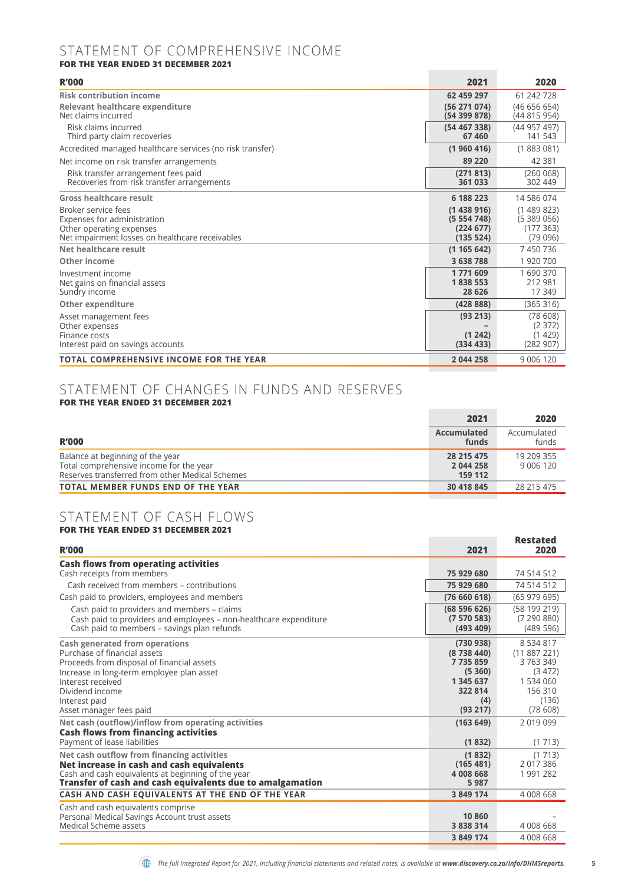# STATEMENT OF COMPREHENSIVE INCOME

**FOR THE YEAR ENDED 31 DECEMBER 2021**

| R'000 | 2021 | 2020 |
|---|---|---|
| **Risk contribution income** | **62 459 297** | 61 242 728 |
| **Relevant healthcare expenditure** | **(56 271 074)** | (46 656 654) |
| Net claims incurred | **(54 399 878)** | (44 815 954) |
| Risk claims incurred | **(54 467 338)** | (44 957 497) |
| Third party claim recoveries | **67 460** | 141 543 |
| Accredited managed healthcare services (no risk transfer) | **(1 960 416)** | (1 883 081) |
| Net income on risk transfer arrangements | **89 220** | 42 381 |
| Risk transfer arrangement fees paid | **(271 813)** | (260 068) |
| Recoveries from risk transfer arrangements | **361 033** | 302 449 |
| **Gross healthcare result** | **6 188 223** | 14 586 074 |
| Broker service fees | **(1 438 916)** | (1 489 823) |
| Expenses for administration | **(5 554 748)** | (5 389 056) |
| Other operating expenses | **(224 677)** | (177 363) |
| Net impairment losses on healthcare receivables | **(135 524)** | (79 096) |
| **Net healthcare result** | **(1 165 642)** | 7 450 736 |
| **Other income** | **3 638 788** | 1 920 700 |
| Investment income | **1 771 609** | 1 690 370 |
| Net gains on financial assets | **1 838 553** | 212 981 |
| Sundry income | **28 626** | 17 349 |
| **Other expenditure** | **(428 888)** | (365 316) |
| Asset management fees | **(93 213)** | (78 608) |
| Other expenses | **–** | (2 372) |
| Finance costs | **(1 242)** | (1 429) |
| Interest paid on savings accounts | **(334 433)** | (282 907) |
| **TOTAL COMPREHENSIVE INCOME FOR THE YEAR** | **2 044 258** | 9 006 120 |

# STATEMENT OF CHANGES IN FUNDS AND RESERVES

**FOR THE YEAR ENDED 31 DECEMBER 2021**

| | 2021 | 2020 |
|---|---|---|
| **R'000** | **Accumulated funds** | Accumulated funds |
| Balance at beginning of the year | **28 215 475** | 19 209 355 |
| Total comprehensive income for the year | **2 044 258** | 9 006 120 |
| Reserves transferred from other Medical Schemes | **159 112** | |
| **TOTAL MEMBER FUNDS END OF THE YEAR** | **30 418 845** | 28 215 475 |

# STATEMENT OF CASH FLOWS

**FOR THE YEAR ENDED 31 DECEMBER 2021**

| R'000 | 2021 | Restated 2020 |
|---|---|---|
| **Cash flows from operating activities** | | |
| Cash receipts from members | **75 929 680** | 74 514 512 |
| Cash received from members – contributions | **75 929 680** | 74 514 512 |
| Cash paid to providers, employees and members | **(76 660 618)** | (65 979 695) |
| Cash paid to providers and members – claims | **(68 596 626)** | (58 199 219) |
| Cash paid to providers and employees – non-healthcare expenditure | **(7 570 583)** | (7 290 880) |
| Cash paid to members – savings plan refunds | **(493 409)** | (489 596) |
| **Cash generated from operations** | **(730 938)** | 8 534 817 |
| Purchase of financial assets | **(8 738 440)** | (11 887 221) |
| Proceeds from disposal of financial assets | **7 735 859** | 3 763 349 |
| Increase in long-term employee plan asset | **(5 360)** | (3 472) |
| Interest received | **1 345 637** | 1 534 060 |
| Dividend income | **322 814** | 156 310 |
| Interest paid | **(4)** | (136) |
| Asset manager fees paid | **(93 217)** | (78 608) |
| **Net cash (outflow)/inflow from operating activities** | **(163 649)** | 2 019 099 |
| **Cash flows from financing activities** | | |
| Payment of lease liabilities | **(1 832)** | (1 713) |
| **Net cash outflow from financing activities** | **(1 832)** | (1 713) |
| **Net increase in cash and cash equivalents** | **(165 481)** | 2 017 386 |
| Cash and cash equivalents at beginning of the year | **4 008 668** | 1 991 282 |
| **Transfer of cash and cash equivalents due to amalgamation** | **5 987** | |
| **CASH AND CASH EQUIVALENTS AT THE END OF THE YEAR** | **3 849 174** | 4 008 668 |
| Cash and cash equivalents comprise | | |
| Personal Medical Savings Account trust assets | **10 860** | – |
| Medical Scheme assets | **3 838 314** | 4 008 668 |
| | **3 849 174** | 4 008 668 |

*The full Integrated Report for 2021, including financial statements and related notes, is available at **www.discovery.co.za/info/DHMSreports.***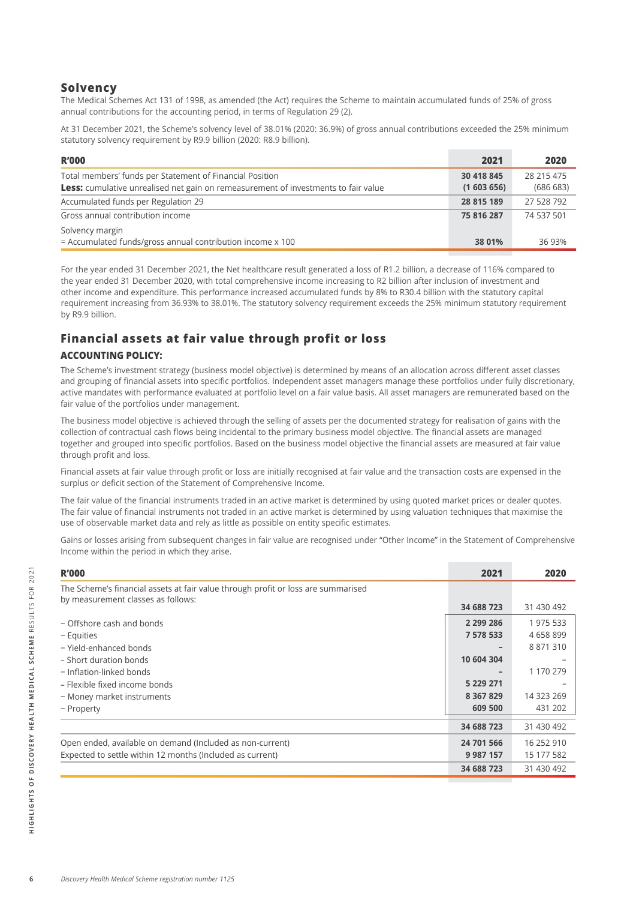## Solvency

The Medical Schemes Act 131 of 1998, as amended (the Act) requires the Scheme to maintain accumulated funds of 25% of gross annual contributions for the accounting period, in terms of Regulation 29 (2).

At 31 December 2021, the Scheme's solvency level of 38.01% (2020: 36.9%) of gross annual contributions exceeded the 25% minimum statutory solvency requirement by R9.9 billion (2020: R8.9 billion).

| R'000 | 2021 | 2020 |
|---|---|---|
| Total members' funds per Statement of Financial Position | **30 418 845** | 28 215 475 |
| **Less:** cumulative unrealised net gain on remeasurement of investments to fair value | **(1 603 656)** | (686 683) |
| Accumulated funds per Regulation 29 | **28 815 189** | 27 528 792 |
| Gross annual contribution income | **75 816 287** | 74 537 501 |
| Solvency margin<br>= Accumulated funds/gross annual contribution income x 100 | **38 01%** | 36 93% |

For the year ended 31 December 2021, the Net healthcare result generated a loss of R1.2 billion, a decrease of 116% compared to the year ended 31 December 2020, with total comprehensive income increasing to R2 billion after inclusion of investment and other income and expenditure. This performance increased accumulated funds by 8% to R30.4 billion with the statutory capital requirement increasing from 36.93% to 38.01%. The statutory solvency requirement exceeds the 25% minimum statutory requirement by R9.9 billion.

## Financial assets at fair value through profit or loss

### ACCOUNTING POLICY:

The Scheme's investment strategy (business model objective) is determined by means of an allocation across different asset classes and grouping of financial assets into specific portfolios. Independent asset managers manage these portfolios under fully discretionary, active mandates with performance evaluated at portfolio level on a fair value basis. All asset managers are remunerated based on the fair value of the portfolios under management.

The business model objective is achieved through the selling of assets per the documented strategy for realisation of gains with the collection of contractual cash flows being incidental to the primary business model objective. The financial assets are managed together and grouped into specific portfolios. Based on the business model objective the financial assets are measured at fair value through profit and loss.

Financial assets at fair value through profit or loss are initially recognised at fair value and the transaction costs are expensed in the surplus or deficit section of the Statement of Comprehensive Income.

The fair value of the financial instruments traded in an active market is determined by using quoted market prices or dealer quotes. The fair value of financial instruments not traded in an active market is determined by using valuation techniques that maximise the use of observable market data and rely as little as possible on entity specific estimates.

Gains or losses arising from subsequent changes in fair value are recognised under "Other Income" in the Statement of Comprehensive Income within the period in which they arise.

| R'000 | 2021 | 2020 |
|---|---|---|
| The Scheme's financial assets at fair value through profit or loss are summarised by measurement classes as follows: | **34 688 723** | 31 430 492 |
| – Offshore cash and bonds | **2 299 286** | 1 975 533 |
| – Equities | **7 578 533** | 4 658 899 |
| – Yield-enhanced bonds | **–** | 8 871 310 |
| – Short duration bonds | **10 604 304** | – |
| – Inflation-linked bonds | **–** | 1 170 279 |
| – Flexible fixed income bonds | **5 229 271** | – |
| – Money market instruments | **8 367 829** | 14 323 269 |
| – Property | **609 500** | 431 202 |
| | **34 688 723** | 31 430 492 |
| Open ended, available on demand (Included as non-current) | **24 701 566** | 16 252 910 |
| Expected to settle within 12 months (Included as current) | **9 987 157** | 15 177 582 |
| | **34 688 723** | 31 430 492 |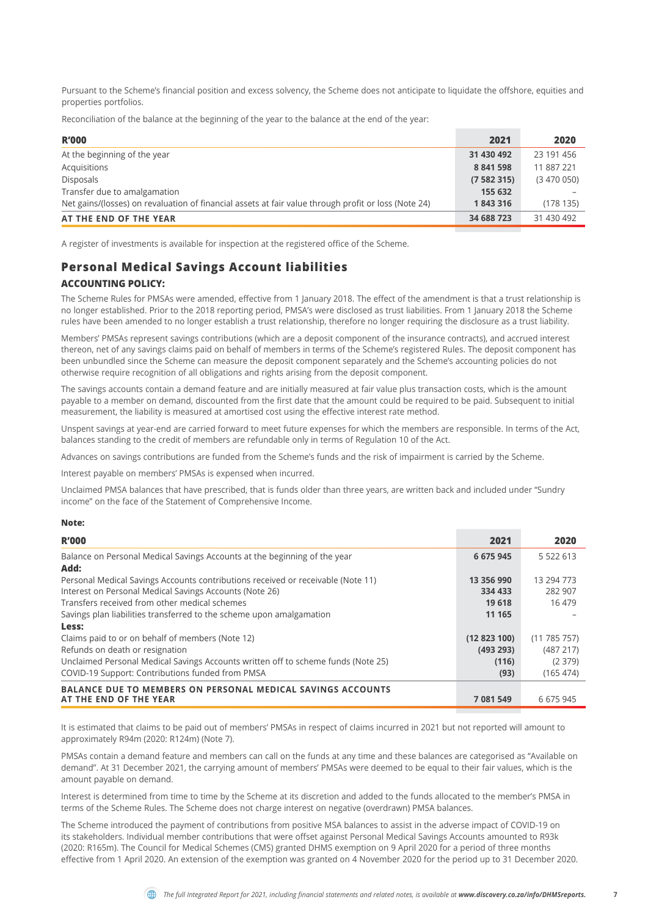Pursuant to the Scheme's financial position and excess solvency, the Scheme does not anticipate to liquidate the offshore, equities and properties portfolios.

Reconciliation of the balance at the beginning of the year to the balance at the end of the year:

| R'000 | 2021 | 2020 |
|---|---|---|
| At the beginning of the year | **31 430 492** | 23 191 456 |
| Acquisitions | **8 841 598** | 11 887 221 |
| Disposals | **(7 582 315)** | (3 470 050) |
| Transfer due to amalgamation | **155 632** | – |
| Net gains/(losses) on revaluation of financial assets at fair value through profit or loss (Note 24) | **1 843 316** | (178 135) |
| **AT THE END OF THE YEAR** | **34 688 723** | 31 430 492 |

A register of investments is available for inspection at the registered office of the Scheme.

## Personal Medical Savings Account liabilities

### ACCOUNTING POLICY:

The Scheme Rules for PMSAs were amended, effective from 1 January 2018. The effect of the amendment is that a trust relationship is no longer established. Prior to the 2018 reporting period, PMSA's were disclosed as trust liabilities. From 1 January 2018 the Scheme rules have been amended to no longer establish a trust relationship, therefore no longer requiring the disclosure as a trust liability.

Members' PMSAs represent savings contributions (which are a deposit component of the insurance contracts), and accrued interest thereon, net of any savings claims paid on behalf of members in terms of the Scheme's registered Rules. The deposit component has been unbundled since the Scheme can measure the deposit component separately and the Scheme's accounting policies do not otherwise require recognition of all obligations and rights arising from the deposit component.

The savings accounts contain a demand feature and are initially measured at fair value plus transaction costs, which is the amount payable to a member on demand, discounted from the first date that the amount could be required to be paid. Subsequent to initial measurement, the liability is measured at amortised cost using the effective interest rate method.

Unspent savings at year-end are carried forward to meet future expenses for which the members are responsible. In terms of the Act, balances standing to the credit of members are refundable only in terms of Regulation 10 of the Act.

Advances on savings contributions are funded from the Scheme's funds and the risk of impairment is carried by the Scheme.

Interest payable on members' PMSAs is expensed when incurred.

Unclaimed PMSA balances that have prescribed, that is funds older than three years, are written back and included under "Sundry income" on the face of the Statement of Comprehensive Income.

**Note:**

| R'000 | 2021 | 2020 |
|---|---|---|
| Balance on Personal Medical Savings Accounts at the beginning of the year | **6 675 945** | 5 522 613 |
| **Add:** | | |
| Personal Medical Savings Accounts contributions received or receivable (Note 11) | **13 356 990** | 13 294 773 |
| Interest on Personal Medical Savings Accounts (Note 26) | **334 433** | 282 907 |
| Transfers received from other medical schemes | **19 618** | 16 479 |
| Savings plan liabilities transferred to the scheme upon amalgamation | **11 165** | – |
| **Less:** | | |
| Claims paid to or on behalf of members (Note 12) | **(12 823 100)** | (11 785 757) |
| Refunds on death or resignation | **(493 293)** | (487 217) |
| Unclaimed Personal Medical Savings Accounts written off to scheme funds (Note 25) | **(116)** | (2 379) |
| COVID-19 Support: Contributions funded from PMSA | **(93)** | (165 474) |
| **BALANCE DUE TO MEMBERS ON PERSONAL MEDICAL SAVINGS ACCOUNTS AT THE END OF THE YEAR** | **7 081 549** | 6 675 945 |

It is estimated that claims to be paid out of members' PMSAs in respect of claims incurred in 2021 but not reported will amount to approximately R94m (2020: R124m) (Note 7).

PMSAs contain a demand feature and members can call on the funds at any time and these balances are categorised as "Available on demand". At 31 December 2021, the carrying amount of members' PMSAs were deemed to be equal to their fair values, which is the amount payable on demand.

Interest is determined from time to time by the Scheme at its discretion and added to the funds allocated to the member's PMSA in terms of the Scheme Rules. The Scheme does not charge interest on negative (overdrawn) PMSA balances.

The Scheme introduced the payment of contributions from positive MSA balances to assist in the adverse impact of COVID-19 on its stakeholders. Individual member contributions that were offset against Personal Medical Savings Accounts amounted to R93k (2020: R165m). The Council for Medical Schemes (CMS) granted DHMS exemption on 9 April 2020 for a period of three months effective from 1 April 2020. An extension of the exemption was granted on 4 November 2020 for the period up to 31 December 2020.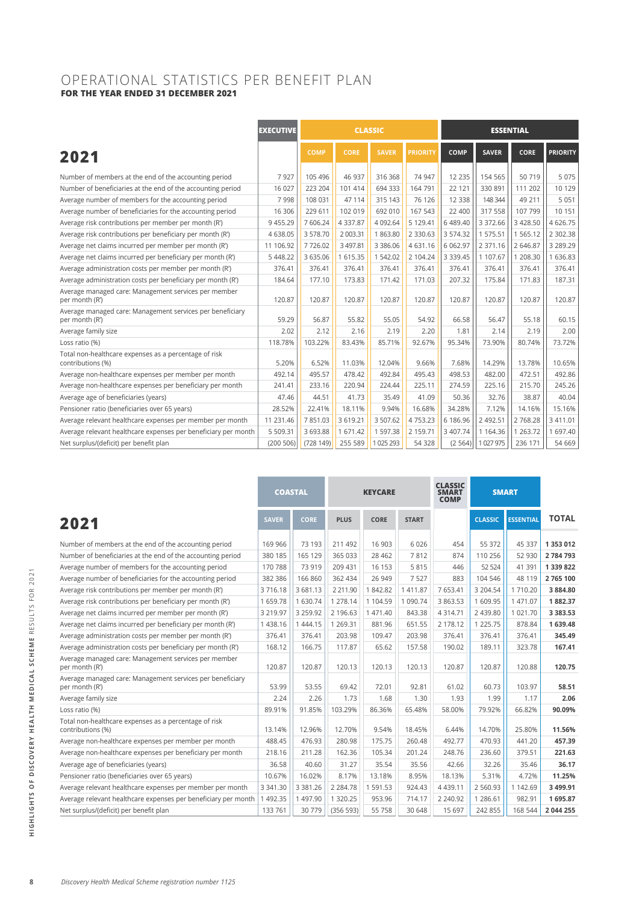# OPERATIONAL STATISTICS PER BENEFIT PLAN

**FOR THE YEAR ENDED 31 DECEMBER 2021**

| 2021 | EXECUTIVE | CLASSIC | | | | ESSENTIAL | | | |
|---|---|---|---|---|---|---|---|---|---|
| | | COMP | CORE | SAVER | PRIORITY | COMP | SAVER | CORE | PRIORITY |
| Number of members at the end of the accounting period | 7 927 | 105 496 | 46 937 | 316 368 | 74 947 | 12 235 | 154 565 | 50 719 | 5 075 |
| Number of beneficiaries at the end of the accounting period | 16 027 | 223 204 | 101 414 | 694 333 | 164 791 | 22 121 | 330 891 | 111 202 | 10 129 |
| Average number of members for the accounting period | 7 998 | 108 031 | 47 114 | 315 143 | 76 126 | 12 338 | 148 344 | 49 211 | 5 051 |
| Average number of beneficiaries for the accounting period | 16 306 | 229 611 | 102 019 | 692 010 | 167 543 | 22 400 | 317 558 | 107 799 | 10 151 |
| Average risk contributions per member per month (R') | 9 455.29 | 7 606.24 | 4 337.87 | 4 092.64 | 5 129.41 | 6 489.40 | 3 372.66 | 3 428.50 | 4 626.75 |
| Average risk contributions per beneficiary per month (R') | 4 638.05 | 3 578.70 | 2 003.31 | 1 863.80 | 2 330.63 | 3 574.32 | 1 575.51 | 1 565.12 | 2 302.38 |
| Average net claims incurred per member per month (R') | 11 106.92 | 7 726.02 | 3 497.81 | 3 386.06 | 4 631.16 | 6 062.97 | 2 371.16 | 2 646.87 | 3 289.29 |
| Average net claims incurred per beneficiary per month (R') | 5 448.22 | 3 635.06 | 1 615.35 | 1 542.02 | 2 104.24 | 3 339.45 | 1 107.67 | 1 208.30 | 1 636.83 |
| Average administration costs per member per month (R') | 376.41 | 376.41 | 376.41 | 376.41 | 376.41 | 376.41 | 376.41 | 376.41 | 376.41 |
| Average administration costs per beneficiary per month (R') | 184.64 | 177.10 | 173.83 | 171.42 | 171.03 | 207.32 | 175.84 | 171.83 | 187.31 |
| Average managed care: Management services per member per month (R') | 120.87 | 120.87 | 120.87 | 120.87 | 120.87 | 120.87 | 120.87 | 120.87 | 120.87 |
| Average managed care: Management services per beneficiary per month (R') | 59.29 | 56.87 | 55.82 | 55.05 | 54.92 | 66.58 | 56.47 | 55.18 | 60.15 |
| Average family size | 2.02 | 2.12 | 2.16 | 2.19 | 2.20 | 1.81 | 2.14 | 2.19 | 2.00 |
| Loss ratio (%) | 118.78% | 103.22% | 83.43% | 85.71% | 92.67% | 95.34% | 73.90% | 80.74% | 73.72% |
| Total non-healthcare expenses as a percentage of risk contributions (%) | 5.20% | 6.52% | 11.03% | 12.04% | 9.66% | 7.68% | 14.29% | 13.78% | 10.65% |
| Average non-healthcare expenses per member per month | 492.14 | 495.57 | 478.42 | 492.84 | 495.43 | 498.53 | 482.00 | 472.51 | 492.86 |
| Average non-healthcare expenses per beneficiary per month | 241.41 | 233.16 | 220.94 | 224.44 | 225.11 | 274.59 | 225.16 | 215.70 | 245.26 |
| Average age of beneficiaries (years) | 47.46 | 44.51 | 41.73 | 35.49 | 41.09 | 50.36 | 32.76 | 38.87 | 40.04 |
| Pensioner ratio (beneficiaries over 65 years) | 28.52% | 22.41% | 18.11% | 9.94% | 16.68% | 34.28% | 7.12% | 14.16% | 15.16% |
| Average relevant healthcare expenses per member per month | 11 231.46 | 7 851.03 | 3 619.21 | 3 507.62 | 4 753.23 | 6 186.96 | 2 492.51 | 2 768.28 | 3 411.01 |
| Average relevant healthcare expenses per beneficiary per month | 5 509.31 | 3 693.88 | 1 671.42 | 1 597.38 | 2 159.71 | 3 407.74 | 1 164.36 | 1 263.72 | 1 697.40 |
| Net surplus/(deficit) per benefit plan | (200 506) | (728 149) | 255 589 | 1 025 293 | 54 328 | (2 564) | 1 027 975 | 236 171 | 54 669 |

| 2021 | COASTAL | | KEYCARE | | | CLASSIC SMART COMP | SMART | | TOTAL |
|---|---|---|---|---|---|---|---|---|---|
| | SAVER | CORE | PLUS | CORE | START | | CLASSIC | ESSENTIAL | |
| Number of members at the end of the accounting period | 169 966 | 73 193 | 211 492 | 16 903 | 6 026 | 454 | 55 372 | 45 337 | **1 353 012** |
| Number of beneficiaries at the end of the accounting period | 380 185 | 165 129 | 365 033 | 28 462 | 7 812 | 874 | 110 256 | 52 930 | **2 784 793** |
| Average number of members for the accounting period | 170 788 | 73 919 | 209 431 | 16 153 | 5 815 | 446 | 52 524 | 41 391 | **1 339 822** |
| Average number of beneficiaries for the accounting period | 382 386 | 166 860 | 362 434 | 26 949 | 7 527 | 883 | 104 546 | 48 119 | **2 765 100** |
| Average risk contributions per member per month (R') | 3 716.18 | 3 681.13 | 2 211.90 | 1 842.82 | 1 411.87 | 7 653.41 | 3 204.54 | 1 710.20 | **3 884.80** |
| Average risk contributions per beneficiary per month (R') | 1 659.78 | 1 630.74 | 1 278.14 | 1 104.59 | 1 090.74 | 3 863.53 | 1 609.95 | 1 471.07 | **1 882.37** |
| Average net claims incurred per member per month (R') | 3 219.97 | 3 259.92 | 2 196.63 | 1 471.40 | 843.38 | 4 314.71 | 2 439.80 | 1 021.70 | **3 383.53** |
| Average net claims incurred per beneficiary per month (R') | 1 438.16 | 1 444.15 | 1 269.31 | 881.96 | 651.55 | 2 178.12 | 1 225.75 | 878.84 | **1 639.48** |
| Average administration costs per member per month (R') | 376.41 | 376.41 | 203.98 | 109.47 | 203.98 | 376.41 | 376.41 | 376.41 | **345.49** |
| Average administration costs per beneficiary per month (R') | 168.12 | 166.75 | 117.87 | 65.62 | 157.58 | 190.02 | 189.11 | 323.78 | **167.41** |
| Average managed care: Management services per member per month (R') | 120.87 | 120.87 | 120.13 | 120.13 | 120.13 | 120.87 | 120.87 | 120.88 | **120.75** |
| Average managed care: Management services per beneficiary per month (R') | 53.99 | 53.55 | 69.42 | 72.01 | 92.81 | 61.02 | 60.73 | 103.97 | **58.51** |
| Average family size | 2.24 | 2.26 | 1.73 | 1.68 | 1.30 | 1.93 | 1.99 | 1.17 | **2.06** |
| Loss ratio (%) | 89.91% | 91.85% | 103.29% | 86.36% | 65.48% | 58.00% | 79.92% | 66.82% | **90.09%** |
| Total non-healthcare expenses as a percentage of risk contributions (%) | 13.14% | 12.96% | 12.70% | 9.54% | 18.45% | 6.44% | 14.70% | 25.80% | **11.56%** |
| Average non-healthcare expenses per member per month | 488.45 | 476.93 | 280.98 | 175.75 | 260.48 | 492.77 | 470.93 | 441.20 | **457.39** |
| Average non-healthcare expenses per beneficiary per month | 218.16 | 211.28 | 162.36 | 105.34 | 201.24 | 248.76 | 236.60 | 379.51 | **221.63** |
| Average age of beneficiaries (years) | 36.58 | 40.60 | 31.27 | 35.54 | 35.56 | 42.66 | 32.26 | 35.46 | **36.17** |
| Pensioner ratio (beneficiaries over 65 years) | 10.67% | 16.02% | 8.17% | 13.18% | 8.95% | 18.13% | 5.31% | 4.72% | **11.25%** |
| Average relevant healthcare expenses per member per month | 3 341.30 | 3 381.26 | 2 284.78 | 1 591.53 | 924.43 | 4 439.11 | 2 560.93 | 1 142.69 | **3 499.91** |
| Average relevant healthcare expenses per beneficiary per month | 1 492.35 | 1 497.90 | 1 320.25 | 953.96 | 714.17 | 2 240.92 | 1 286.61 | 982.91 | **1 695.87** |
| Net surplus/(deficit) per benefit plan | 133 761 | 30 779 | (356 593) | 55 758 | 30 648 | 15 697 | 242 855 | 168 544 | **2 044 255** |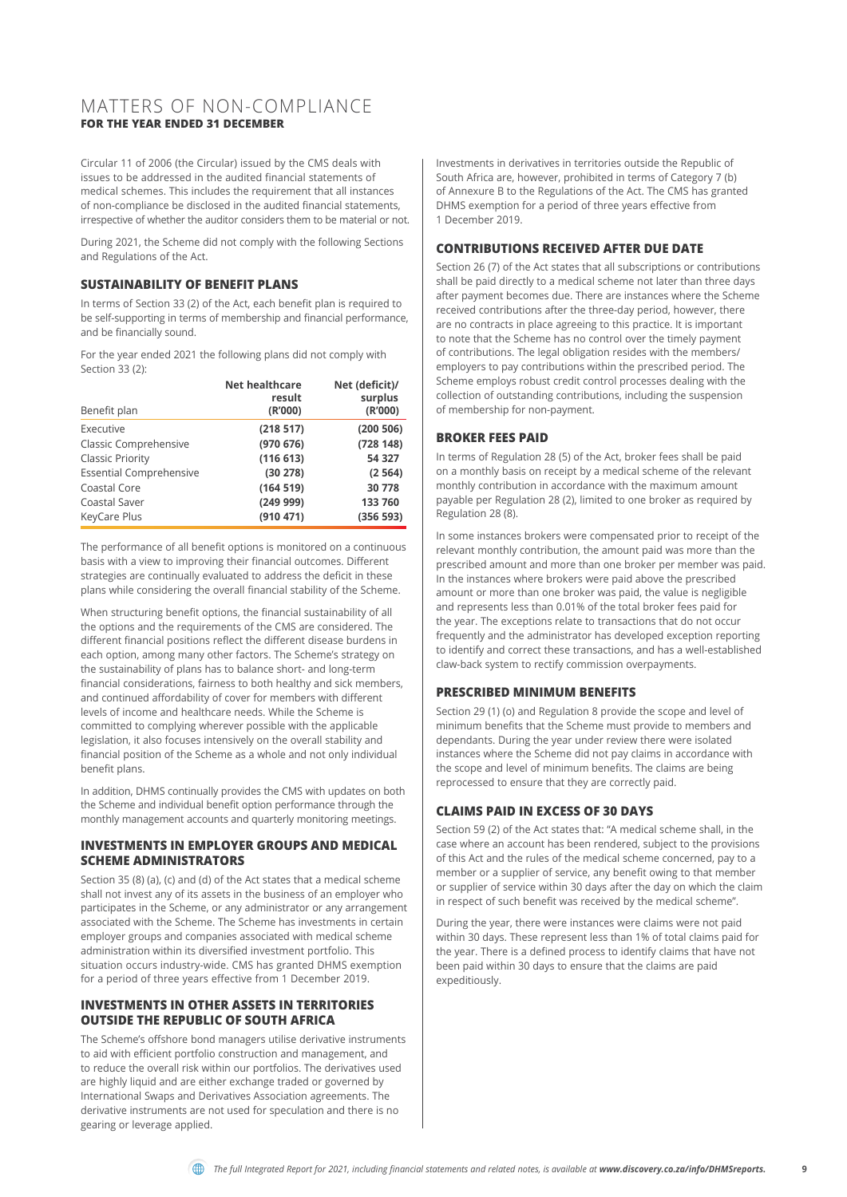# MATTERS OF NON-COMPLIANCE

**FOR THE YEAR ENDED 31 DECEMBER**

Circular 11 of 2006 (the Circular) issued by the CMS deals with issues to be addressed in the audited financial statements of medical schemes. This includes the requirement that all instances of non-compliance be disclosed in the audited financial statements, irrespective of whether the auditor considers them to be material or not.

During 2021, the Scheme did not comply with the following Sections and Regulations of the Act.

## SUSTAINABILITY OF BENEFIT PLANS

In terms of Section 33 (2) of the Act, each benefit plan is required to be self-supporting in terms of membership and financial performance, and be financially sound.

For the year ended 2021 the following plans did not comply with Section 33 (2):

| Benefit plan | Net healthcare result (R'000) | Net (deficit)/ surplus (R'000) |
|---|---|---|
| Executive | **(218 517)** | **(200 506)** |
| Classic Comprehensive | **(970 676)** | **(728 148)** |
| Classic Priority | **(116 613)** | **54 327** |
| Essential Comprehensive | **(30 278)** | **(2 564)** |
| Coastal Core | **(164 519)** | **30 778** |
| Coastal Saver | **(249 999)** | **133 760** |
| KeyCare Plus | **(910 471)** | **(356 593)** |

The performance of all benefit options is monitored on a continuous basis with a view to improving their financial outcomes. Different strategies are continually evaluated to address the deficit in these plans while considering the overall financial stability of the Scheme.

When structuring benefit options, the financial sustainability of all the options and the requirements of the CMS are considered. The different financial positions reflect the different disease burdens in each option, among many other factors. The Scheme's strategy on the sustainability of plans has to balance short- and long-term financial considerations, fairness to both healthy and sick members, and continued affordability of cover for members with different levels of income and healthcare needs. While the Scheme is committed to complying wherever possible with the applicable legislation, it also focuses intensively on the overall stability and financial position of the Scheme as a whole and not only individual benefit plans.

In addition, DHMS continually provides the CMS with updates on both the Scheme and individual benefit option performance through the monthly management accounts and quarterly monitoring meetings.

## INVESTMENTS IN EMPLOYER GROUPS AND MEDICAL SCHEME ADMINISTRATORS

Section 35 (8) (a), (c) and (d) of the Act states that a medical scheme shall not invest any of its assets in the business of an employer who participates in the Scheme, or any administrator or any arrangement associated with the Scheme. The Scheme has investments in certain employer groups and companies associated with medical scheme administration within its diversified investment portfolio. This situation occurs industry-wide. CMS has granted DHMS exemption for a period of three years effective from 1 December 2019.

## INVESTMENTS IN OTHER ASSETS IN TERRITORIES OUTSIDE THE REPUBLIC OF SOUTH AFRICA

The Scheme's offshore bond managers utilise derivative instruments to aid with efficient portfolio construction and management, and to reduce the overall risk within our portfolios. The derivatives used are highly liquid and are either exchange traded or governed by International Swaps and Derivatives Association agreements. The derivative instruments are not used for speculation and there is no gearing or leverage applied.

Investments in derivatives in territories outside the Republic of South Africa are, however, prohibited in terms of Category 7 (b) of Annexure B to the Regulations of the Act. The CMS has granted DHMS exemption for a period of three years effective from 1 December 2019.

## CONTRIBUTIONS RECEIVED AFTER DUE DATE

Section 26 (7) of the Act states that all subscriptions or contributions shall be paid directly to a medical scheme not later than three days after payment becomes due. There are instances where the Scheme received contributions after the three-day period, however, there are no contracts in place agreeing to this practice. It is important to note that the Scheme has no control over the timely payment of contributions. The legal obligation resides with the members/employers to pay contributions within the prescribed period. The Scheme employs robust credit control processes dealing with the collection of outstanding contributions, including the suspension of membership for non-payment.

## BROKER FEES PAID

In terms of Regulation 28 (5) of the Act, broker fees shall be paid on a monthly basis on receipt by a medical scheme of the relevant monthly contribution in accordance with the maximum amount payable per Regulation 28 (2), limited to one broker as required by Regulation 28 (8).

In some instances brokers were compensated prior to receipt of the relevant monthly contribution, the amount paid was more than the prescribed amount and more than one broker per member was paid. In the instances where brokers were paid above the prescribed amount or more than one broker was paid, the value is negligible and represents less than 0.01% of the total broker fees paid for the year. The exceptions relate to transactions that do not occur frequently and the administrator has developed exception reporting to identify and correct these transactions, and has a well-established claw-back system to rectify commission overpayments.

## PRESCRIBED MINIMUM BENEFITS

Section 29 (1) (o) and Regulation 8 provide the scope and level of minimum benefits that the Scheme must provide to members and dependants. During the year under review there were isolated instances where the Scheme did not pay claims in accordance with the scope and level of minimum benefits. The claims are being reprocessed to ensure that they are correctly paid.

## CLAIMS PAID IN EXCESS OF 30 DAYS

Section 59 (2) of the Act states that: "A medical scheme shall, in the case where an account has been rendered, subject to the provisions of this Act and the rules of the medical scheme concerned, pay to a member or a supplier of service, any benefit owing to that member or supplier of service within 30 days after the day on which the claim in respect of such benefit was received by the medical scheme".

During the year, there were instances were claims were not paid within 30 days. These represent less than 1% of total claims paid for the year. There is a defined process to identify claims that have not been paid within 30 days to ensure that the claims are paid expeditiously.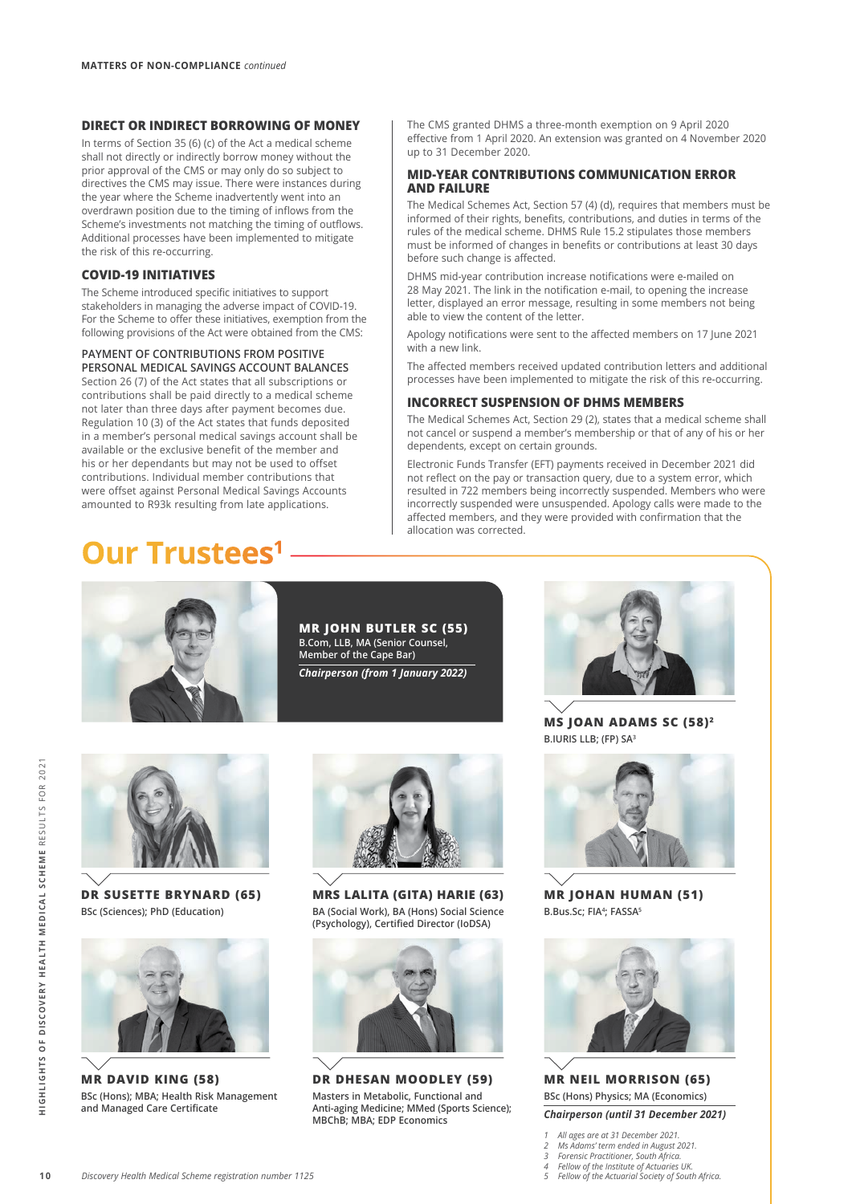MATTERS OF NON-COMPLIANCE *continued*

### DIRECT OR INDIRECT BORROWING OF MONEY

In terms of Section 35 (6) (c) of the Act a medical scheme shall not directly or indirectly borrow money without the prior approval of the CMS or may only do so subject to directives the CMS may issue. There were instances during the year where the Scheme inadvertently went into an overdrawn position due to the timing of inflows from the Scheme's investments not matching the timing of outflows. Additional processes have been implemented to mitigate the risk of this re-occurring.

### COVID-19 INITIATIVES

The Scheme introduced specific initiatives to support stakeholders in managing the adverse impact of COVID-19. For the Scheme to offer these initiatives, exemption from the following provisions of the Act were obtained from the CMS:

#### PAYMENT OF CONTRIBUTIONS FROM POSITIVE PERSONAL MEDICAL SAVINGS ACCOUNT BALANCES

Section 26 (7) of the Act states that all subscriptions or contributions shall be paid directly to a medical scheme not later than three days after payment becomes due. Regulation 10 (3) of the Act states that funds deposited in a member's personal medical savings account shall be available or the exclusive benefit of the member and his or her dependants but may not be used to offset contributions. Individual member contributions that were offset against Personal Medical Savings Accounts amounted to R93k resulting from late applications.

The CMS granted DHMS a three-month exemption on 9 April 2020 effective from 1 April 2020. An extension was granted on 4 November 2020 up to 31 December 2020.

### MID-YEAR CONTRIBUTIONS COMMUNICATION ERROR AND FAILURE

The Medical Schemes Act, Section 57 (4) (d), requires that members must be informed of their rights, benefits, contributions, and duties in terms of the rules of the medical scheme. DHMS Rule 15.2 stipulates those members must be informed of changes in benefits or contributions at least 30 days before such change is affected.

DHMS mid-year contribution increase notifications were e-mailed on 28 May 2021. The link in the notification e-mail, to opening the increase letter, displayed an error message, resulting in some members not being able to view the content of the letter.

Apology notifications were sent to the affected members on 17 June 2021 with a new link.

The affected members received updated contribution letters and additional processes have been implemented to mitigate the risk of this re-occurring.

### INCORRECT SUSPENSION OF DHMS MEMBERS

The Medical Schemes Act, Section 29 (2), states that a medical scheme shall not cancel or suspend a member's membership or that of any of his or her dependents, except on certain grounds.

Electronic Funds Transfer (EFT) payments received in December 2021 did not reflect on the pay or transaction query, due to a system error, which resulted in 722 members being incorrectly suspended. Members who were incorrectly suspended were unsuspended. Apology calls were made to the affected members, and they were provided with confirmation that the allocation was corrected.

# Our Trustees[1]

**MR JOHN BUTLER SC (55)**
B.Com, LLB, MA (Senior Counsel, Member of the Cape Bar)
*Chairperson (from 1 January 2022)*

**MS JOAN ADAMS SC (58)[2]**
B.IURIS LLB; (FP) SA[3]

**DR SUSETTE BRYNARD (65)**
BSc (Sciences); PhD (Education)

**MRS LALITA (GITA) HARIE (63)**
BA (Social Work), BA (Hons) Social Science (Psychology), Certified Director (IoDSA)

**MR JOHAN HUMAN (51)**
B.Bus.Sc; FIA[4]; FASSA[5]

**MR DAVID KING (58)**
BSc (Hons); MBA; Health Risk Management and Managed Care Certificate

**DR DHESAN MOODLEY (59)**
Masters in Metabolic, Functional and Anti-aging Medicine; MMed (Sports Science); MBChB; MBA; EDP Economics

**MR NEIL MORRISON (65)**
BSc (Hons) Physics; MA (Economics)
*Chairperson (until 31 December 2021)*

1 *All ages are at 31 December 2021.*
2 *Ms Adams' term ended in August 2021.*
3 *Forensic Practitioner, South Africa.*
4 *Fellow of the Institute of Actuaries UK.*
5 *Fellow of the Actuarial Society of South Africa.*

*Discovery Health Medical Scheme registration number 1125*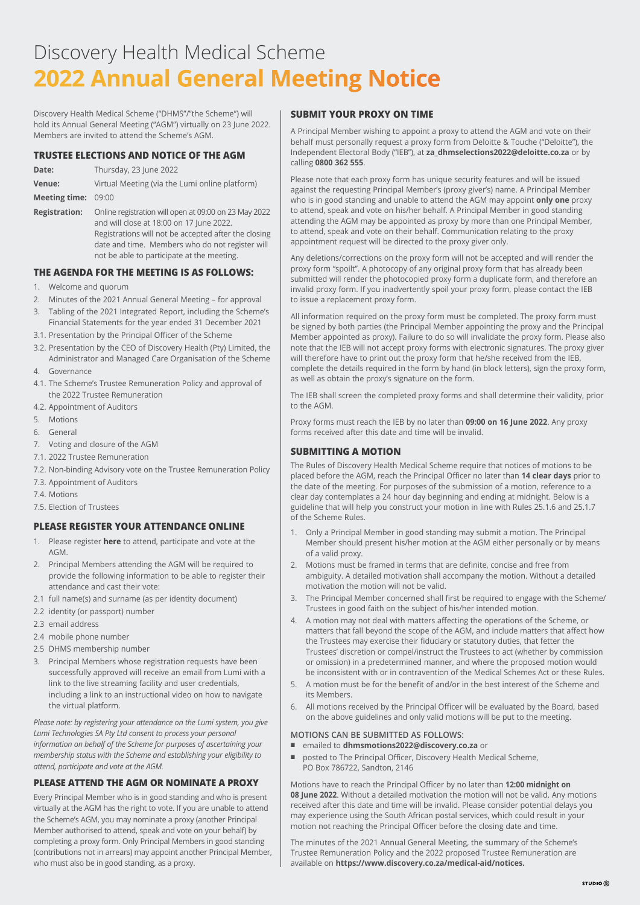# Discovery Health Medical Scheme

# 2022 Annual General Meeting Notice

Discovery Health Medical Scheme ("DHMS"/"the Scheme") will hold its Annual General Meeting ("AGM") virtually on 23 June 2022. Members are invited to attend the Scheme's AGM.

## TRUSTEE ELECTIONS AND NOTICE OF THE AGM

| | |
|---|---|
| **Date:** | Thursday, 23 June 2022 |
| **Venue:** | Virtual Meeting (via the Lumi online platform) |
| **Meeting time:** | 09:00 |
| **Registration:** | Online registration will open at 09:00 on 23 May 2022 and will close at 18:00 on 17 June 2022. Registrations will not be accepted after the closing date and time. Members who do not register will not be able to participate at the meeting. |

## THE AGENDA FOR THE MEETING IS AS FOLLOWS:

1. Welcome and quorum
2. Minutes of the 2021 Annual General Meeting – for approval
3. Tabling of the 2021 Integrated Report, including the Scheme's Financial Statements for the year ended 31 December 2021

3.1. Presentation by the Principal Officer of the Scheme

3.2. Presentation by the CEO of Discovery Health (Pty) Limited, the Administrator and Managed Care Organisation of the Scheme

4. Governance

4.1. The Scheme's Trustee Remuneration Policy and approval of the 2022 Trustee Remuneration

4.2. Appointment of Auditors

5. Motions
6. General
7. Voting and closure of the AGM

7.1. 2022 Trustee Remuneration

7.2. Non-binding Advisory vote on the Trustee Remuneration Policy

7.3. Appointment of Auditors

7.4. Motions

7.5. Election of Trustees

## PLEASE REGISTER YOUR ATTENDANCE ONLINE

1. Please register **here** to attend, participate and vote at the AGM.
2. Principal Members attending the AGM will be required to provide the following information to be able to register their attendance and cast their vote:

2.1 full name(s) and surname (as per identity document)

2.2 identity (or passport) number

2.3 email address

2.4 mobile phone number

2.5 DHMS membership number

3. Principal Members whose registration requests have been successfully approved will receive an email from Lumi with a link to the live streaming facility and user credentials, including a link to an instructional video on how to navigate the virtual platform.

*Please note: by registering your attendance on the Lumi system, you give Lumi Technologies SA Pty Ltd consent to process your personal information on behalf of the Scheme for purposes of ascertaining your membership status with the Scheme and establishing your eligibility to attend, participate and vote at the AGM.*

## PLEASE ATTEND THE AGM OR NOMINATE A PROXY

Every Principal Member who is in good standing and who is present virtually at the AGM has the right to vote. If you are unable to attend the Scheme's AGM, you may nominate a proxy (another Principal Member authorised to attend, speak and vote on your behalf) by completing a proxy form. Only Principal Members in good standing (contributions not in arrears) may appoint another Principal Member, who must also be in good standing, as a proxy.

## SUBMIT YOUR PROXY ON TIME

A Principal Member wishing to appoint a proxy to attend the AGM and vote on their behalf must personally request a proxy form from Deloitte & Touche ("Deloitte"), the Independent Electoral Body ("IEB"), at **za_dhmselections2022@deloitte.co.za** or by calling **0800 362 555**.

Please note that each proxy form has unique security features and will be issued against the requesting Principal Member's (proxy giver's) name. A Principal Member who is in good standing and unable to attend the AGM may appoint **only one** proxy to attend, speak and vote on his/her behalf. A Principal Member in good standing attending the AGM may be appointed as proxy by more than one Principal Member, to attend, speak and vote on their behalf. Communication relating to the proxy appointment request will be directed to the proxy giver only.

Any deletions/corrections on the proxy form will not be accepted and will render the proxy form "spoilt". A photocopy of any original proxy form that has already been submitted will render the photocopied proxy form a duplicate form, and therefore an invalid proxy form. If you inadvertently spoil your proxy form, please contact the IEB to issue a replacement proxy form.

All information required on the proxy form must be completed. The proxy form must be signed by both parties (the Principal Member appointing the proxy and the Principal Member appointed as proxy). Failure to do so will invalidate the proxy form. Please also note that the IEB will not accept proxy forms with electronic signatures. The proxy giver will therefore have to print out the proxy form that he/she received from the IEB, complete the details required in the form by hand (in block letters), sign the proxy form, as well as obtain the proxy's signature on the form.

The IEB shall screen the completed proxy forms and shall determine their validity, prior to the AGM.

Proxy forms must reach the IEB by no later than **09:00 on 16 June 2022**. Any proxy forms received after this date and time will be invalid.

## SUBMITTING A MOTION

The Rules of Discovery Health Medical Scheme require that notices of motions to be placed before the AGM, reach the Principal Officer no later than **14 clear days** prior to the date of the meeting. For purposes of the submission of a motion, reference to a clear day contemplates a 24 hour day beginning and ending at midnight. Below is a guideline that will help you construct your motion in line with Rules 25.1.6 and 25.1.7 of the Scheme Rules.

1. Only a Principal Member in good standing may submit a motion. The Principal Member should present his/her motion at the AGM either personally or by means of a valid proxy.
2. Motions must be framed in terms that are definite, concise and free from ambiguity. A detailed motivation shall accompany the motion. Without a detailed motivation the motion will not be valid.
3. The Principal Member concerned shall first be required to engage with the Scheme/Trustees in good faith on the subject of his/her intended motion.
4. A motion may not deal with matters affecting the operations of the Scheme, or matters that fall beyond the scope of the AGM, and include matters that affect how the Trustees may exercise their fiduciary or statutory duties, that fetter the Trustees' discretion or compel/instruct the Trustees to act (whether by commission or omission) in a predetermined manner, and where the proposed motion would be inconsistent with or in contravention of the Medical Schemes Act or these Rules.
5. A motion must be for the benefit of and/or in the best interest of the Scheme and its Members.
6. All motions received by the Principal Officer will be evaluated by the Board, based on the above guidelines and only valid motions will be put to the meeting.

**MOTIONS CAN BE SUBMITTED AS FOLLOWS:**

- emailed to **dhmsmotions2022@discovery.co.za** or
- posted to The Principal Officer, Discovery Health Medical Scheme, PO Box 786722, Sandton, 2146

Motions have to reach the Principal Officer by no later than **12:00 midnight on 08 June 2022**. Without a detailed motivation the motion will not be valid. Any motions received after this date and time will be invalid. Please consider potential delays you may experience using the South African postal services, which could result in your motion not reaching the Principal Officer before the closing date and time.

The minutes of the 2021 Annual General Meeting, the summary of the Scheme's Trustee Remuneration Policy and the 2022 proposed Trustee Remuneration are available on **https://www.discovery.co.za/medical-aid/notices.**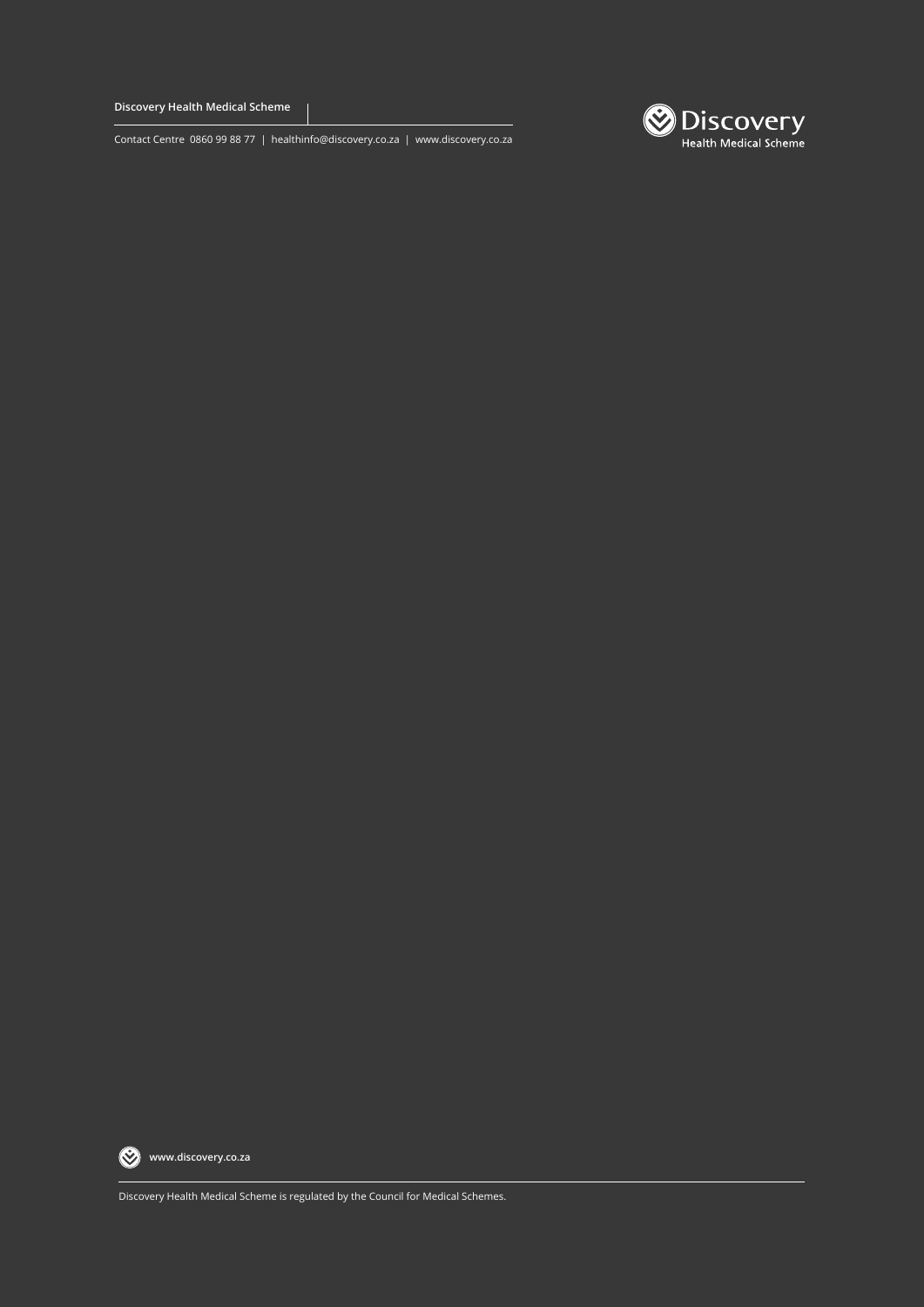Discovery Health Medical Scheme

Contact Centre 0860 99 88 77 | healthinfo@discovery.co.za | www.discovery.co.za

Discovery
Health Medical Scheme

www.discovery.co.za

Discovery Health Medical Scheme is regulated by the Council for Medical Schemes.